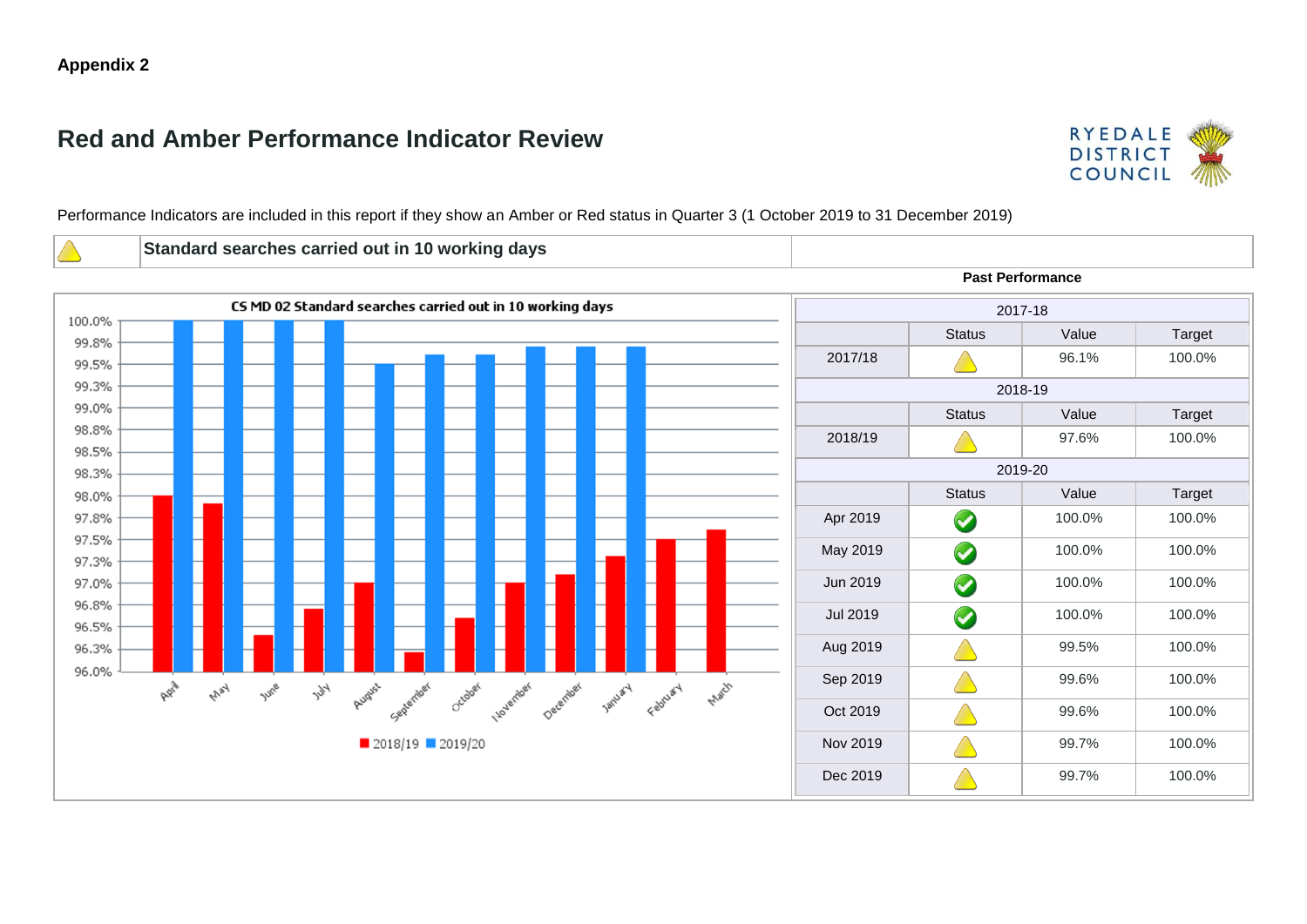**Appendix 2**

# Red and Amber Performance Indicator Review

Performance Indicators are included in this report if they show an Amber or Red status in Quarter 3 (1 October 2019 to 31 December 2019)

## Standard searches carried out in 10 working days

**Past Performance**

| 2017-18 | | | |
|---|---|---|---|
| | Status | Value | Target |
| 2017/18 | Amber | 96.1% | 100.0% |
| **2018-19** | | | |
| | Status | Value | Target |
| 2018/19 | Amber | 97.6% | 100.0% |
| **2019-20** | | | |
| | Status | Value | Target |
| Apr 2019 | Green | 100.0% | 100.0% |
| May 2019 | Green | 100.0% | 100.0% |
| Jun 2019 | Green | 100.0% | 100.0% |
| Jul 2019 | Green | 100.0% | 100.0% |
| Aug 2019 | Amber | 99.5% | 100.0% |
| Sep 2019 | Amber | 99.6% | 100.0% |
| Oct 2019 | Amber | 99.6% | 100.0% |
| Nov 2019 | Amber | 99.7% | 100.0% |
| Dec 2019 | Amber | 99.7% | 100.0% |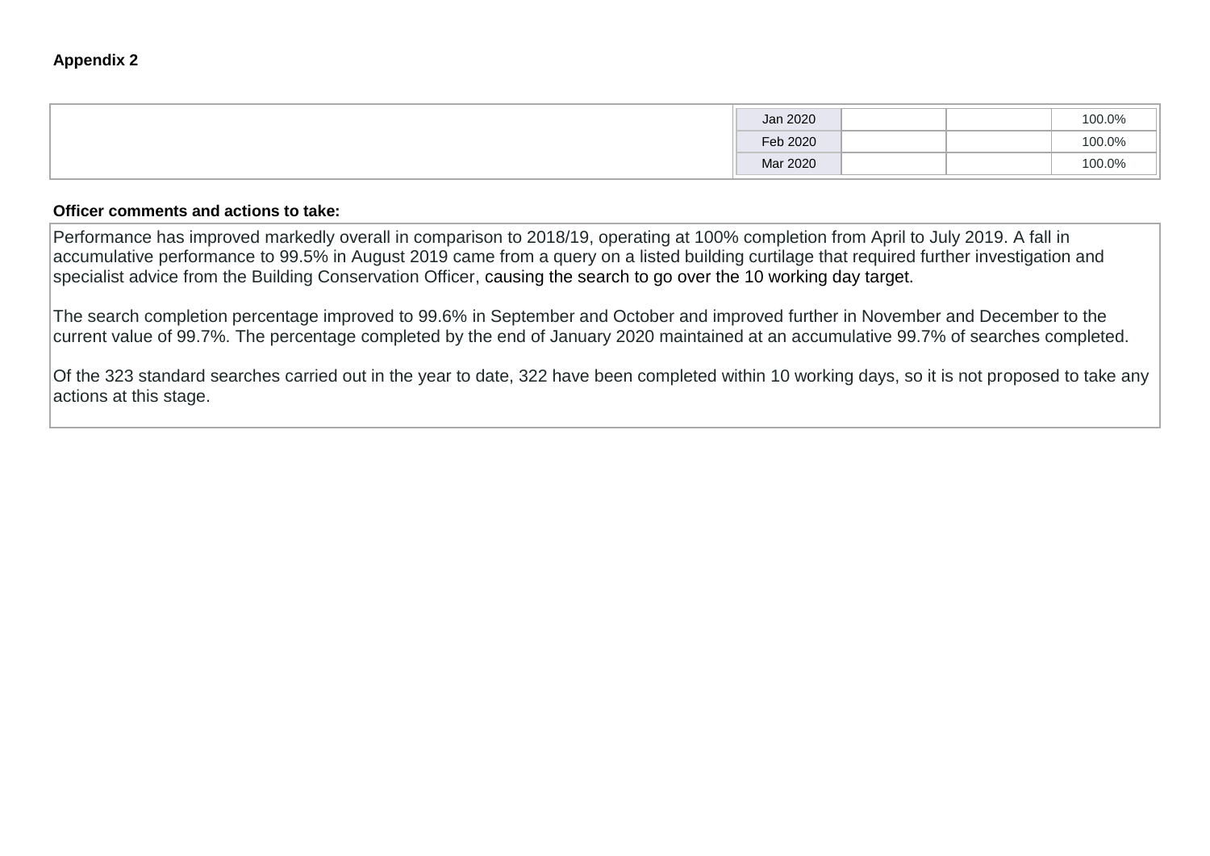**Appendix 2**

| | | | | |
|---|---|---|---|---|
| | Jan 2020 | | | 100.0% |
| | Feb 2020 | | | 100.0% |
| | Mar 2020 | | | 100.0% |

**Officer comments and actions to take:**

Performance has improved markedly overall in comparison to 2018/19, operating at 100% completion from April to July 2019. A fall in accumulative performance to 99.5% in August 2019 came from a query on a listed building curtilage that required further investigation and specialist advice from the Building Conservation Officer, causing the search to go over the 10 working day target.

The search completion percentage improved to 99.6% in September and October and improved further in November and December to the current value of 99.7%. The percentage completed by the end of January 2020 maintained at an accumulative 99.7% of searches completed.

Of the 323 standard searches carried out in the year to date, 322 have been completed within 10 working days, so it is not proposed to take any actions at this stage.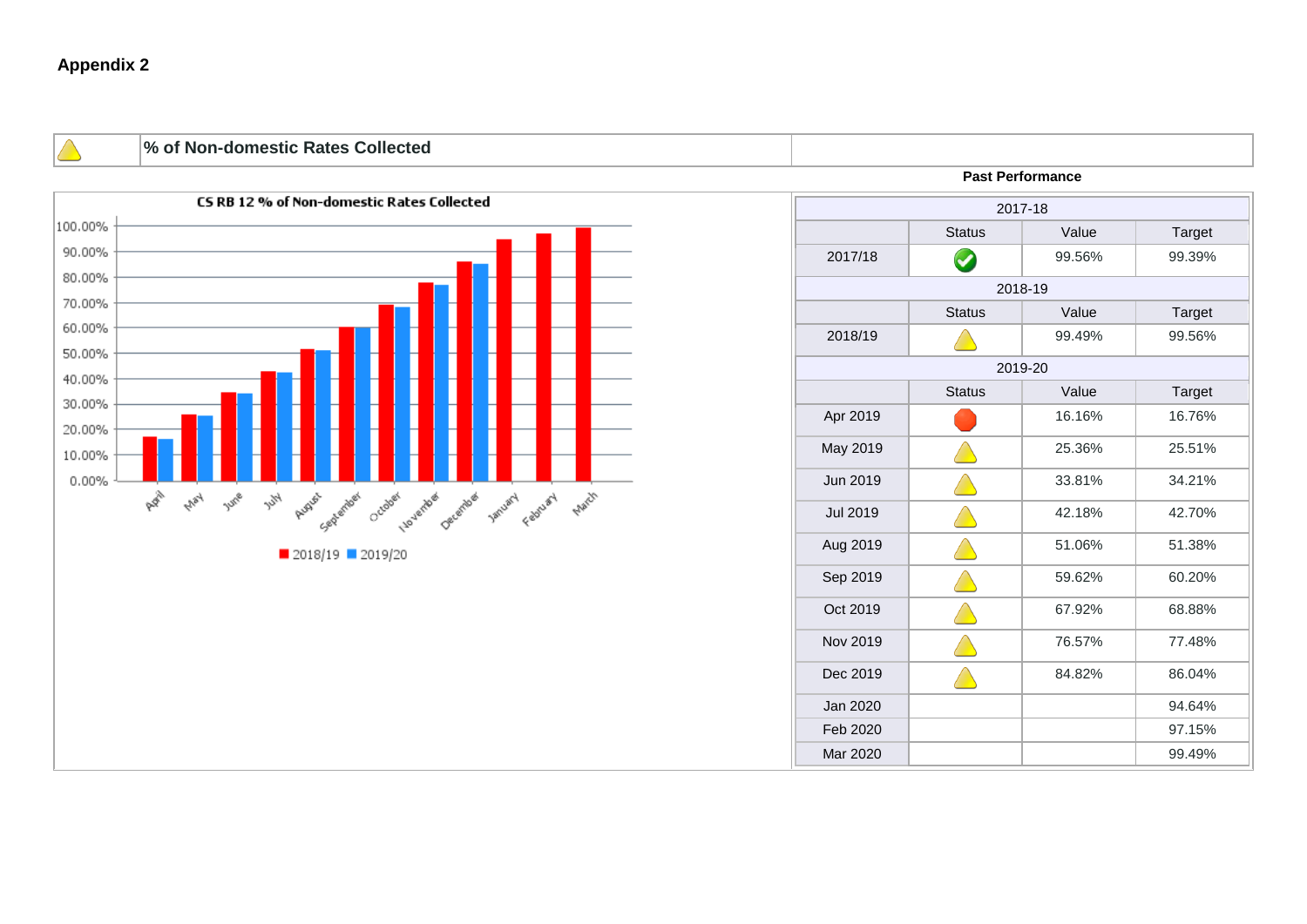**Appendix 2**

## % of Non-domestic Rates Collected

**CS RB 12 % of Non-domestic Rates Collected**

Legend: 2018/19, 2019/20

**Past Performance**

| 2017-18 | | | |
|---|---|---|---|
| | Status | Value | Target |
| 2017/18 | ✓ | 99.56% | 99.39% |
| **2018-19** | | | |
| | Status | Value | Target |
| 2018/19 | △ | 99.49% | 99.56% |
| **2019-20** | | | |
| | Status | Value | Target |
| Apr 2019 | ● | 16.16% | 16.76% |
| May 2019 | △ | 25.36% | 25.51% |
| Jun 2019 | △ | 33.81% | 34.21% |
| Jul 2019 | △ | 42.18% | 42.70% |
| Aug 2019 | △ | 51.06% | 51.38% |
| Sep 2019 | △ | 59.62% | 60.20% |
| Oct 2019 | △ | 67.92% | 68.88% |
| Nov 2019 | △ | 76.57% | 77.48% |
| Dec 2019 | △ | 84.82% | 86.04% |
| Jan 2020 | | | 94.64% |
| Feb 2020 | | | 97.15% |
| Mar 2020 | | | 99.49% |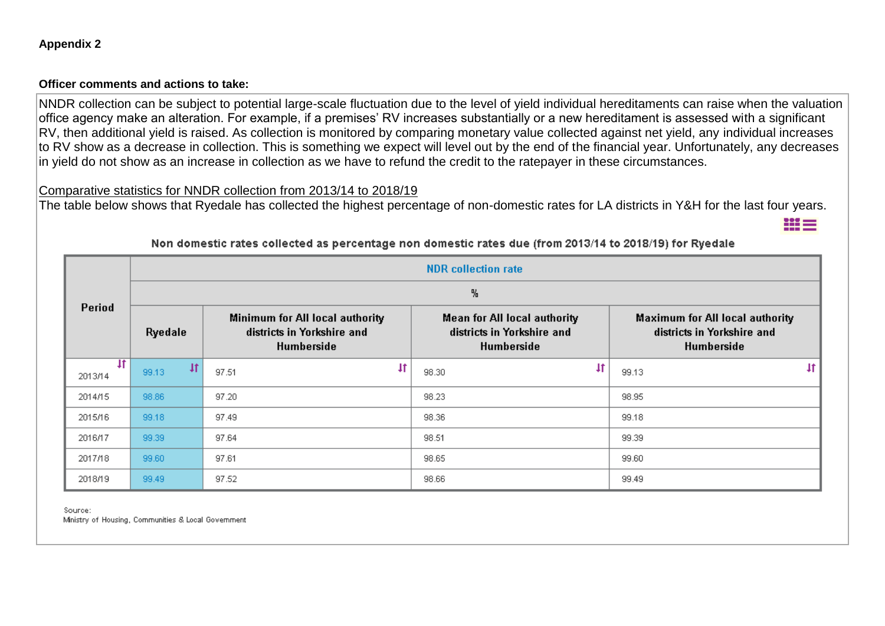**Appendix 2**

**Officer comments and actions to take:**

NNDR collection can be subject to potential large-scale fluctuation due to the level of yield individual hereditaments can raise when the valuation office agency make an alteration. For example, if a premises' RV increases substantially or a new hereditament is assessed with a significant RV, then additional yield is raised. As collection is monitored by comparing monetary value collected against net yield, any individual increases to RV show as a decrease in collection. This is something we expect will level out by the end of the financial year. Unfortunately, any decreases in yield do not show as an increase in collection as we have to refund the credit to the ratepayer in these circumstances.

Comparative statistics for NNDR collection from 2013/14 to 2018/19

The table below shows that Ryedale has collected the highest percentage of non-domestic rates for LA districts in Y&H for the last four years.

**Non domestic rates collected as percentage non domestic rates due (from 2013/14 to 2018/19) for Ryedale**

| Period | NDR collection rate | | | |
|---|---|---|---|---|
| | % | | | |
| | Ryedale | Minimum for All local authority districts in Yorkshire and Humberside | Mean for All local authority districts in Yorkshire and Humberside | Maximum for All local authority districts in Yorkshire and Humberside |
| 2013/14 | 99.13 | 97.51 | 98.30 | 99.13 |
| 2014/15 | 98.86 | 97.20 | 98.23 | 98.95 |
| 2015/16 | 99.18 | 97.49 | 98.36 | 99.18 |
| 2016/17 | 99.39 | 97.64 | 98.51 | 99.39 |
| 2017/18 | 99.60 | 97.61 | 98.65 | 99.60 |
| 2018/19 | 99.49 | 97.52 | 98.66 | 99.49 |

Source:
Ministry of Housing, Communities & Local Government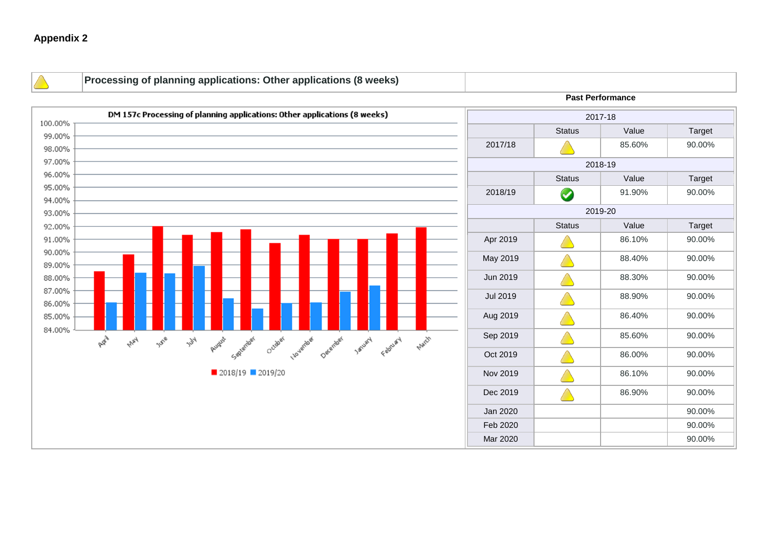**Appendix 2**

## Processing of planning applications: Other applications (8 weeks)

**DM 157c Processing of planning applications: Other applications (8 weeks)**

**Past Performance**

| | Status | Value | Target |
|---|---|---|---|
| **2017-18** | | | |
| 2017/18 | Warning | 85.60% | 90.00% |
| **2018-19** | | | |
| 2018/19 | OK | 91.90% | 90.00% |
| **2019-20** | | | |
| Apr 2019 | Warning | 86.10% | 90.00% |
| May 2019 | Warning | 88.40% | 90.00% |
| Jun 2019 | Warning | 88.30% | 90.00% |
| Jul 2019 | Warning | 88.90% | 90.00% |
| Aug 2019 | Warning | 86.40% | 90.00% |
| Sep 2019 | Warning | 85.60% | 90.00% |
| Oct 2019 | Warning | 86.00% | 90.00% |
| Nov 2019 | Warning | 86.10% | 90.00% |
| Dec 2019 | Warning | 86.90% | 90.00% |
| Jan 2020 | | | 90.00% |
| Feb 2020 | | | 90.00% |
| Mar 2020 | | | 90.00% |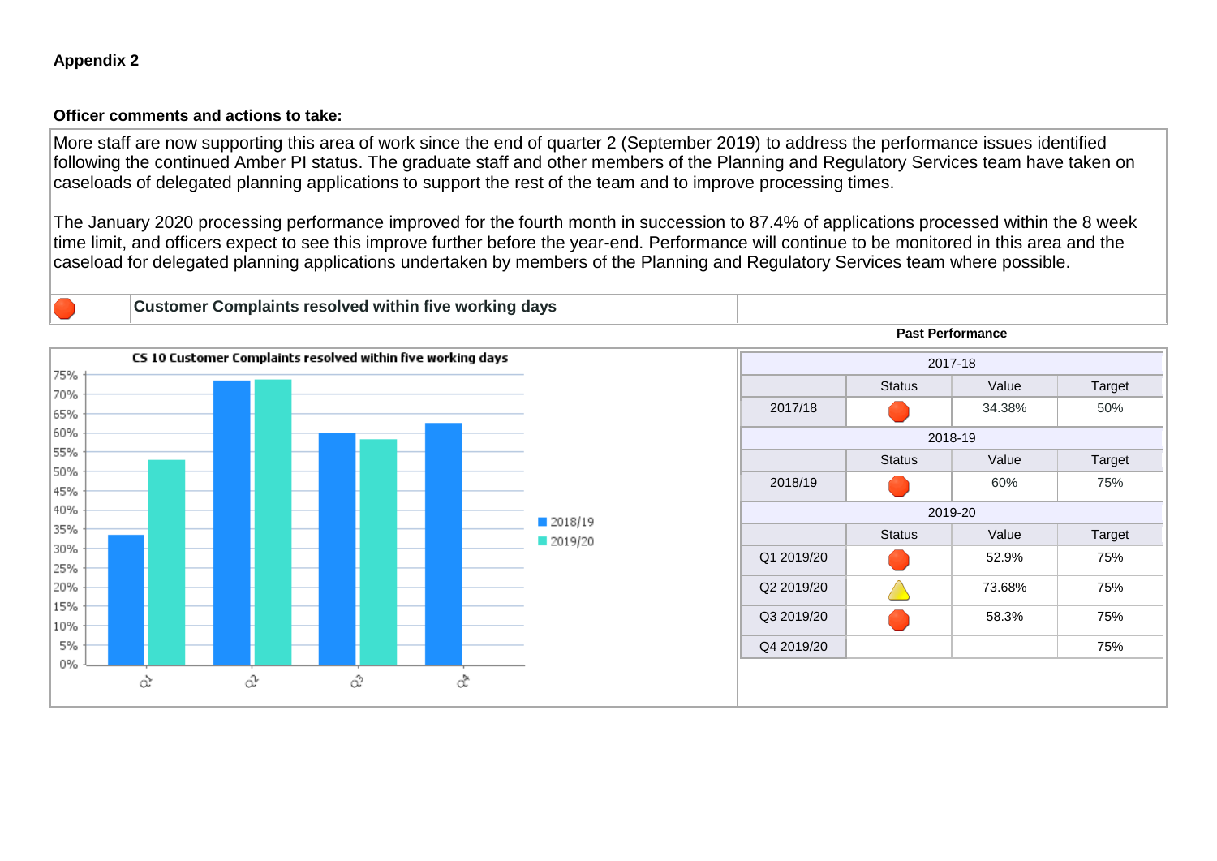**Appendix 2**

**Officer comments and actions to take:**

More staff are now supporting this area of work since the end of quarter 2 (September 2019) to address the performance issues identified following the continued Amber PI status. The graduate staff and other members of the Planning and Regulatory Services team have taken on caseloads of delegated planning applications to support the rest of the team and to improve processing times.

The January 2020 processing performance improved for the fourth month in succession to 87.4% of applications processed within the 8 week time limit, and officers expect to see this improve further before the year-end. Performance will continue to be monitored in this area and the caseload for delegated planning applications undertaken by members of the Planning and Regulatory Services team where possible.

**Customer Complaints resolved within five working days**

CS 10 Customer Complaints resolved within five working days

| Quarter | 2018/19 | 2019/20 |
|---|---|---|
| Q1 | ~34% | ~53% |
| Q2 | ~73% | ~74% |
| Q3 | ~60% | ~58% |
| Q4 | ~62% | |

**Past Performance**

| 2017-18 | | | |
|---|---|---|---|
| | Status | Value | Target |
| 2017/18 | Red | 34.38% | 50% |
| **2018-19** | | | |
| | Status | Value | Target |
| 2018/19 | Red | 60% | 75% |
| **2019-20** | | | |
| | Status | Value | Target |
| Q1 2019/20 | Red | 52.9% | 75% |
| Q2 2019/20 | Amber | 73.68% | 75% |
| Q3 2019/20 | Red | 58.3% | 75% |
| Q4 2019/20 | | | 75% |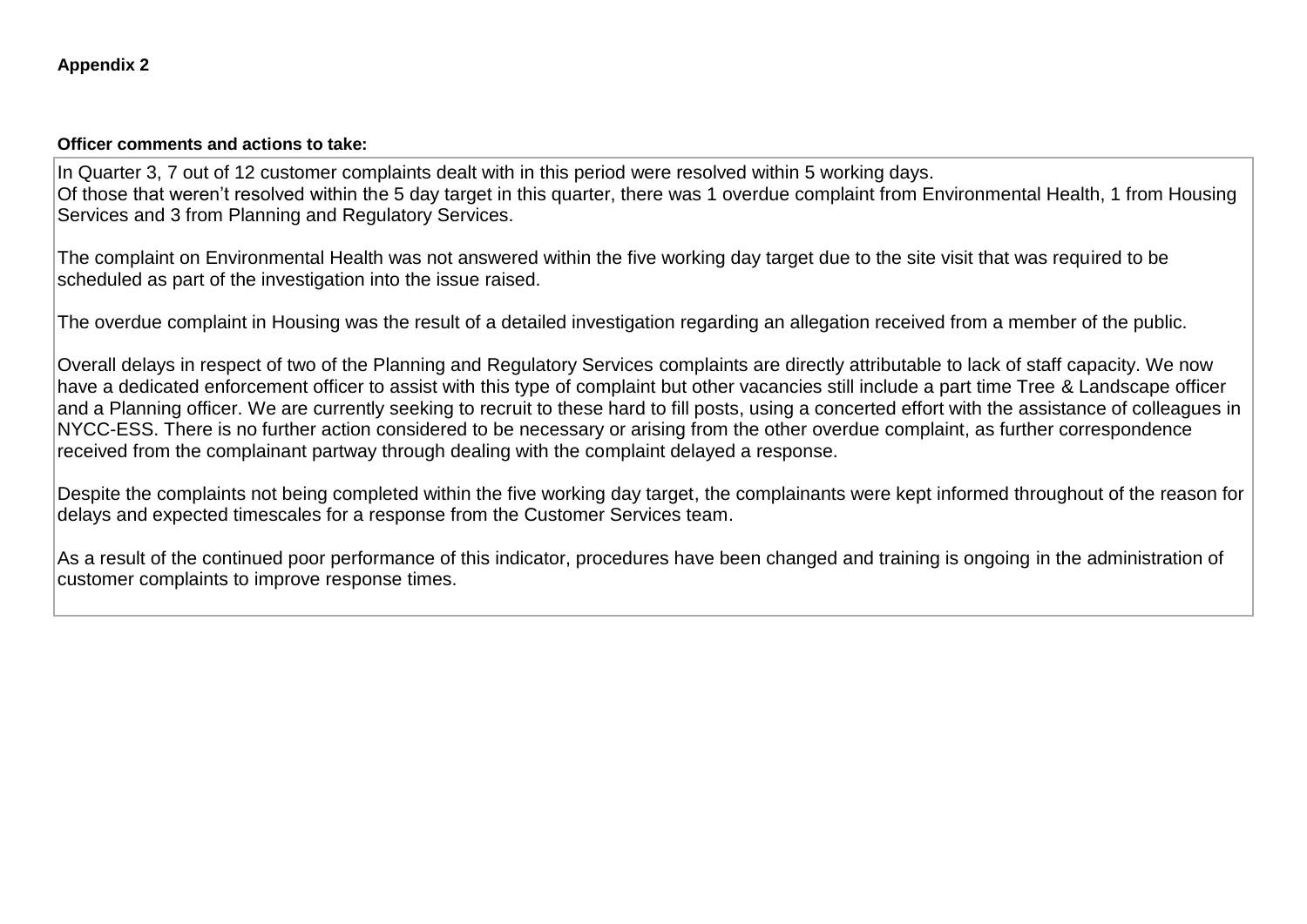**Appendix 2**

**Officer comments and actions to take:**

In Quarter 3, 7 out of 12 customer complaints dealt with in this period were resolved within 5 working days.
Of those that weren't resolved within the 5 day target in this quarter, there was 1 overdue complaint from Environmental Health, 1 from Housing Services and 3 from Planning and Regulatory Services.

The complaint on Environmental Health was not answered within the five working day target due to the site visit that was required to be scheduled as part of the investigation into the issue raised.

The overdue complaint in Housing was the result of a detailed investigation regarding an allegation received from a member of the public.

Overall delays in respect of two of the Planning and Regulatory Services complaints are directly attributable to lack of staff capacity. We now have a dedicated enforcement officer to assist with this type of complaint but other vacancies still include a part time Tree & Landscape officer and a Planning officer. We are currently seeking to recruit to these hard to fill posts, using a concerted effort with the assistance of colleagues in NYCC-ESS. There is no further action considered to be necessary or arising from the other overdue complaint, as further correspondence received from the complainant partway through dealing with the complaint delayed a response.

Despite the complaints not being completed within the five working day target, the complainants were kept informed throughout of the reason for delays and expected timescales for a response from the Customer Services team.

As a result of the continued poor performance of this indicator, procedures have been changed and training is ongoing in the administration of customer complaints to improve response times.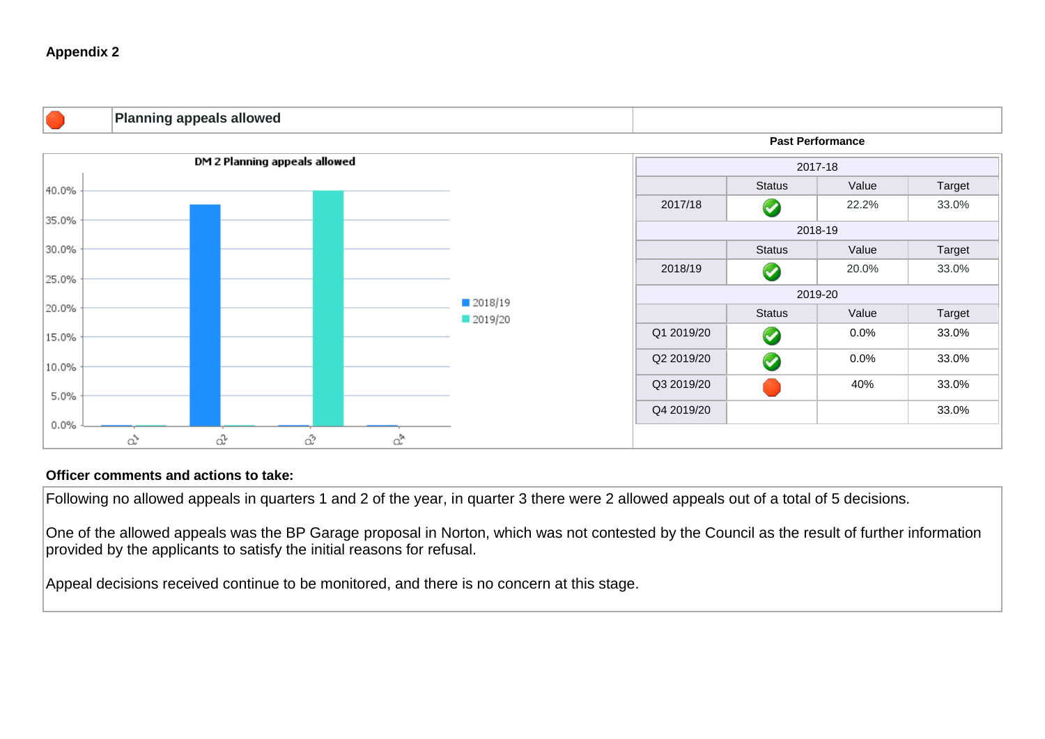**Appendix 2**

| | **Planning appeals allowed** | |
|---|---|---|

**Past Performance**

**DM 2 Planning appeals allowed**

| | Status | Value | Target |
|---|---|---|---|
| **2017-18** | | | |
| 2017/18 | ✓ | 22.2% | 33.0% |
| **2018-19** | | | |
| 2018/19 | ✓ | 20.0% | 33.0% |
| **2019-20** | | | |
| Q1 2019/20 | ✓ | 0.0% | 33.0% |
| Q2 2019/20 | ✓ | 0.0% | 33.0% |
| Q3 2019/20 | ● | 40% | 33.0% |
| Q4 2019/20 | | | 33.0% |

**Officer comments and actions to take:**

Following no allowed appeals in quarters 1 and 2 of the year, in quarter 3 there were 2 allowed appeals out of a total of 5 decisions.

One of the allowed appeals was the BP Garage proposal in Norton, which was not contested by the Council as the result of further information provided by the applicants to satisfy the initial reasons for refusal.

Appeal decisions received continue to be monitored, and there is no concern at this stage.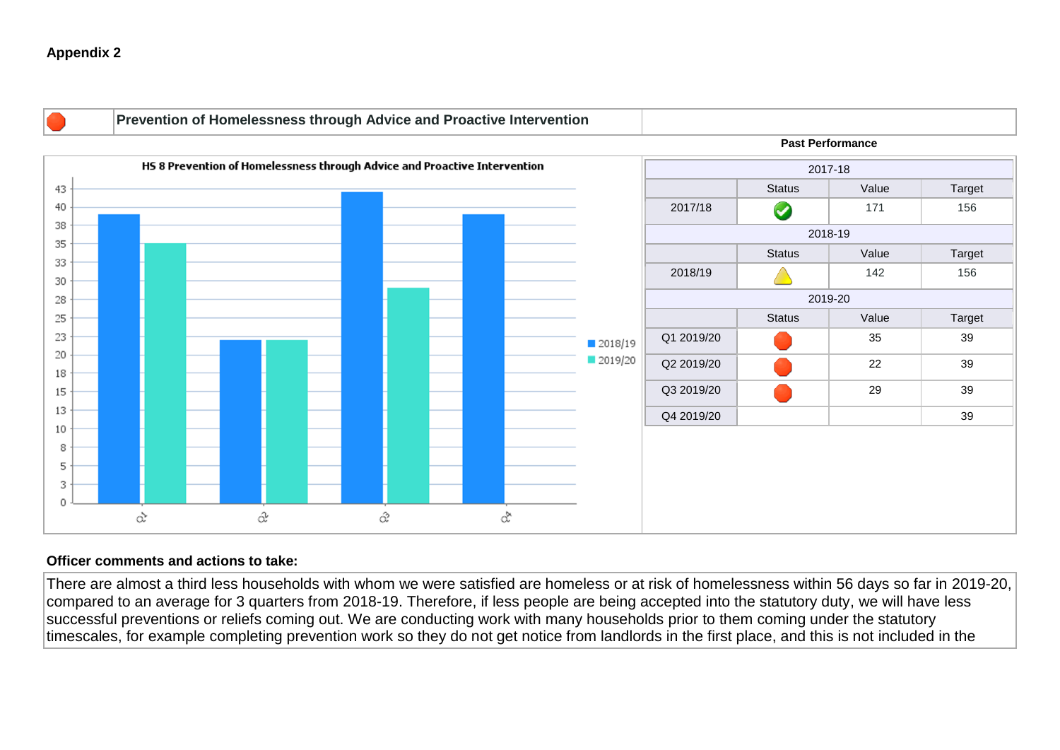**Appendix 2**

| | Prevention of Homelessness through Advice and Proactive Intervention |
|---|---|

**HS 8 Prevention of Homelessness through Advice and Proactive Intervention**

**Past Performance**

| 2017-18 | | | |
|---|---|---|---|
| | Status | Value | Target |
| 2017/18 | | 171 | 156 |
| **2018-19** | | | |
| | Status | Value | Target |
| 2018/19 | | 142 | 156 |
| **2019-20** | | | |
| | Status | Value | Target |
| Q1 2019/20 | | 35 | 39 |
| Q2 2019/20 | | 22 | 39 |
| Q3 2019/20 | | 29 | 39 |
| Q4 2019/20 | | | 39 |

**Officer comments and actions to take:**

There are almost a third less households with whom we were satisfied are homeless or at risk of homelessness within 56 days so far in 2019-20, compared to an average for 3 quarters from 2018-19. Therefore, if less people are being accepted into the statutory duty, we will have less successful preventions or reliefs coming out. We are conducting work with many households prior to them coming under the statutory timescales, for example completing prevention work so they do not get notice from landlords in the first place, and this is not included in the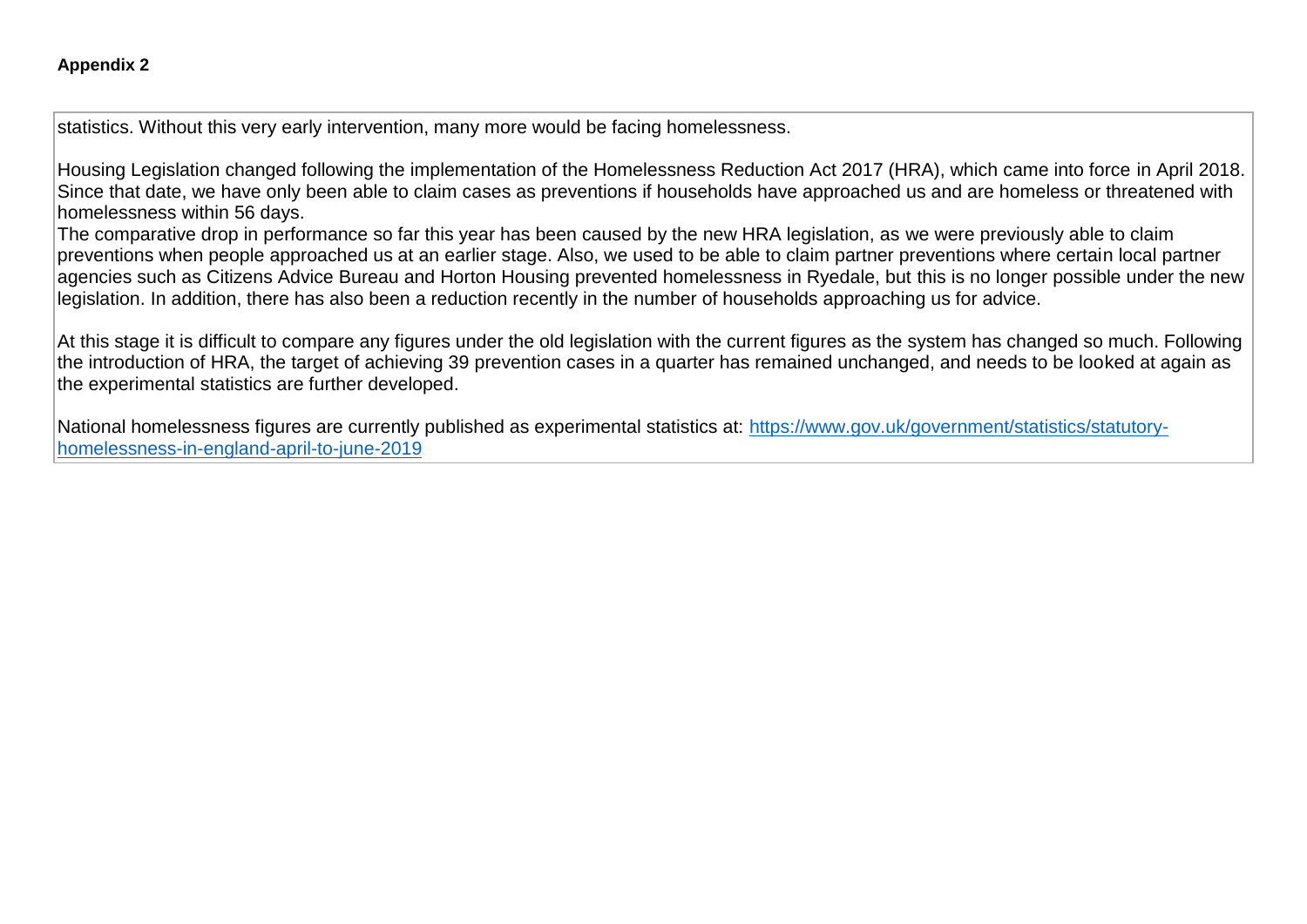**Appendix 2**

statistics. Without this very early intervention, many more would be facing homelessness.

Housing Legislation changed following the implementation of the Homelessness Reduction Act 2017 (HRA), which came into force in April 2018. Since that date, we have only been able to claim cases as preventions if households have approached us and are homeless or threatened with homelessness within 56 days.
The comparative drop in performance so far this year has been caused by the new HRA legislation, as we were previously able to claim preventions when people approached us at an earlier stage. Also, we used to be able to claim partner preventions where certain local partner agencies such as Citizens Advice Bureau and Horton Housing prevented homelessness in Ryedale, but this is no longer possible under the new legislation. In addition, there has also been a reduction recently in the number of households approaching us for advice.

At this stage it is difficult to compare any figures under the old legislation with the current figures as the system has changed so much. Following the introduction of HRA, the target of achieving 39 prevention cases in a quarter has remained unchanged, and needs to be looked at again as the experimental statistics are further developed.

National homelessness figures are currently published as experimental statistics at: https://www.gov.uk/government/statistics/statutory-homelessness-in-england-april-to-june-2019